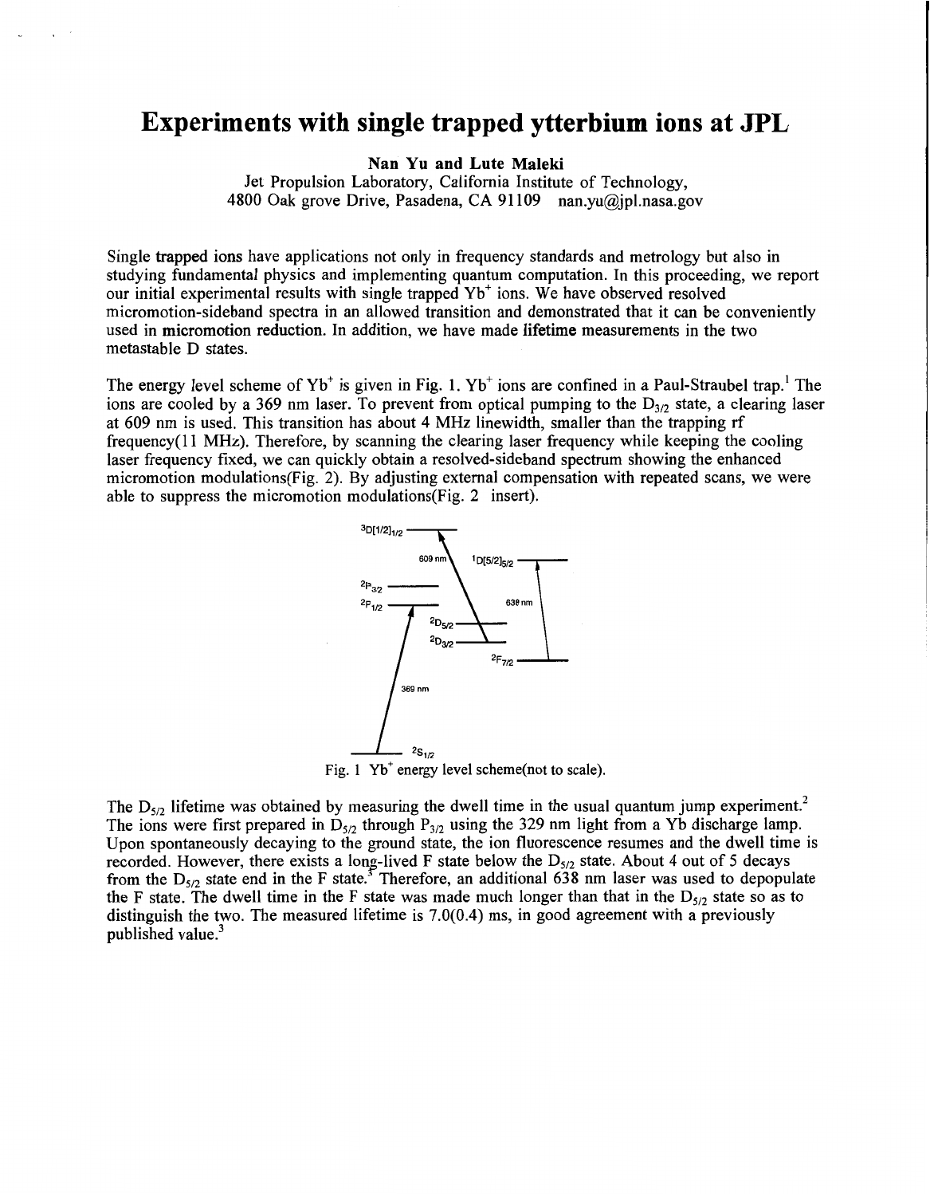# Experiments with single trapped ytterbium ions at JPL

**Nan Yu and Lute Maleki**

Jet Propulsion Laboratory, California Institute of Technology,
4800 Oak grove Drive, Pasadena, CA 91109 nan.yu@jpl.nasa.gov

Single **trapped ions** have applications not only in frequency standards and metrology but also in studying fundamental physics and implementing quantum computation. In this proceeding, we report our initial experimental results with single trapped $Yb^+$ ions. We have observed resolved micromotion-sideband spectra in an allowed transition and demonstrated that it can be conveniently used in **micromotion reduction**. In addition, we have made **lifetime** measurements in the two metastable D states.

The energy level scheme of $Yb^+$ is given in Fig. 1. $Yb^+$ ions are confined in a Paul-Straubel trap.[1] The ions are cooled by a 369 nm laser. To prevent from optical pumping to the $D_{3/2}$ state, a clearing laser at 609 nm is used. This transition has about 4 MHz linewidth, smaller than the trapping rf frequency(11 MHz). Therefore, by scanning the clearing laser frequency while keeping the cooling laser frequency fixed, we can quickly obtain a resolved-sideband spectrum showing the enhanced micromotion modulations(Fig. 2). By adjusting external compensation with repeated scans, we were able to suppress the micromotion modulations(Fig. 2 insert).

Fig. 1 $Yb^+$ energy level scheme(not to scale).

The $D_{5/2}$ lifetime was obtained by measuring the dwell time in the usual quantum jump experiment.[2] The ions were first prepared in $D_{5/2}$ through $P_{3/2}$ using the 329 nm light from a Yb discharge lamp. Upon spontaneously decaying to the ground state, the ion fluorescence resumes and the dwell time is recorded. However, there exists a long-lived F state below the $D_{5/2}$ state. About 4 out of 5 decays from the $D_{5/2}$ state end in the F state.[3] Therefore, an additional 638 nm laser was used to depopulate the F state. The dwell time in the F state was made much longer than that in the $D_{5/2}$ state so as to distinguish the two. The measured lifetime is 7.0(0.4) ms, in good agreement with a previously published value.[3]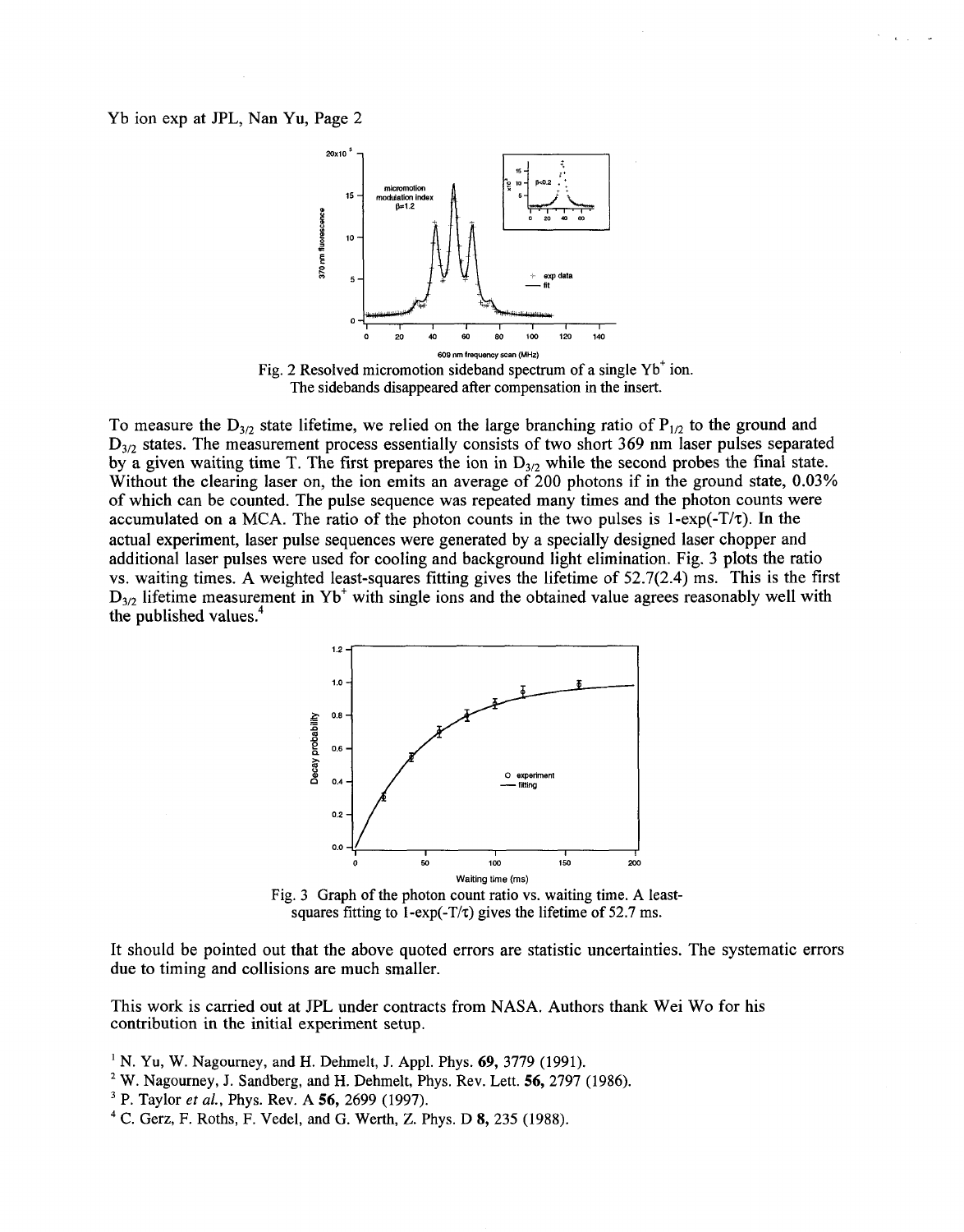20x10[3]

15

10

5

0

370 nm fluorescence

micromotion
modulation index
β=1.2

β=0.2

x10[3]

15

10

5

0 20 40 60

+ exp data
— fit

0 20 40 60 80 100 120 140

609 nm frequency scan (MHz)

Fig. 2 Resolved micromotion sideband spectrum of a single $Yb^+$ ion. The sidebands disappeared after compensation in the insert.

To measure the $D_{3/2}$ state lifetime, we relied on the large branching ratio of $P_{1/2}$ to the ground and $D_{3/2}$ states. The measurement process essentially consists of two short 369 nm laser pulses separated by a given waiting time T. The first prepares the ion in $D_{3/2}$ while the second probes the final state. Without the clearing laser on, the ion emits an average of 200 photons if in the ground state, 0.03% of which can be counted. The pulse sequence was repeated many times and the photon counts were accumulated on a MCA. The ratio of the photon counts in the two pulses is $1-\exp(-T/\tau)$. In the actual experiment, laser pulse sequences were generated by a specially designed laser chopper and additional laser pulses were used for cooling and background light elimination. Fig. 3 plots the ratio vs. waiting times. A weighted least-squares fitting gives the lifetime of 52.7(2.4) ms. This is the first $D_{3/2}$ lifetime measurement in $Yb^+$ with single ions and the obtained value agrees reasonably well with the published values.[4]

1.2

1.0

0.8

0.6

0.4

0.2

0.0

Decay probability

o experiment
— fitting

0 50 100 150 200

Waiting time (ms)

Fig. 3 Graph of the photon count ratio vs. waiting time. A least-squares fitting to $1-\exp(-T/\tau)$ gives the lifetime of 52.7 ms.

It should be pointed out that the above quoted errors are statistic uncertainties. The systematic errors due to timing and collisions are much smaller.

This work is carried out at JPL under contracts from NASA. Authors thank Wei Wo for his contribution in the initial experiment setup.

[1] N. Yu, W. Nagourney, and H. Dehmelt, J. Appl. Phys. **69**, 3779 (1991).

[2] W. Nagourney, J. Sandberg, and H. Dehmelt, Phys. Rev. Lett. **56**, 2797 (1986).

[3] P. Taylor *et al.*, Phys. Rev. A **56**, 2699 (1997).

[4] C. Gerz, F. Roths, F. Vedel, and G. Werth, Z. Phys. D **8**, 235 (1988).